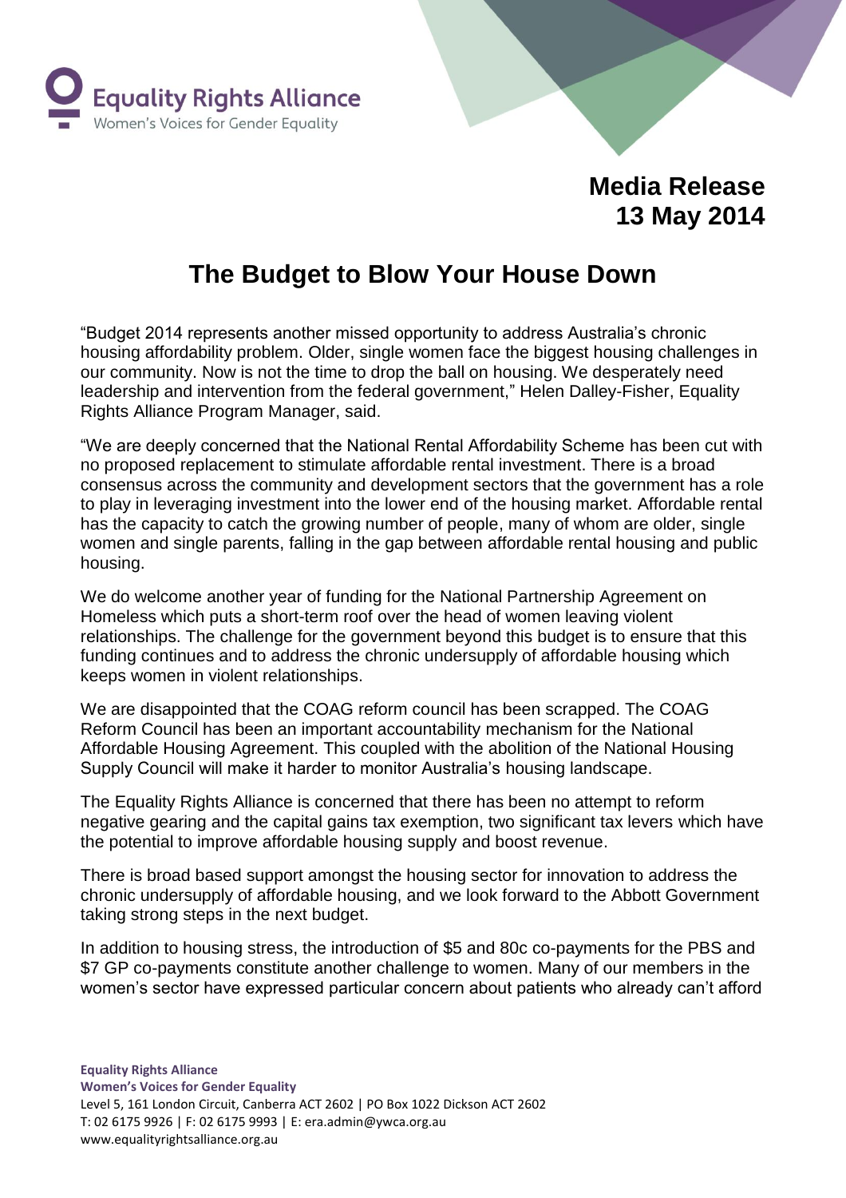Equality Rights Alliance
Women's Voices for Gender Equality

**Media Release**
**13 May 2014**

# The Budget to Blow Your House Down

"Budget 2014 represents another missed opportunity to address Australia's chronic housing affordability problem. Older, single women face the biggest housing challenges in our community. Now is not the time to drop the ball on housing. We desperately need leadership and intervention from the federal government," Helen Dalley-Fisher, Equality Rights Alliance Program Manager, said.

"We are deeply concerned that the National Rental Affordability Scheme has been cut with no proposed replacement to stimulate affordable rental investment. There is a broad consensus across the community and development sectors that the government has a role to play in leveraging investment into the lower end of the housing market. Affordable rental has the capacity to catch the growing number of people, many of whom are older, single women and single parents, falling in the gap between affordable rental housing and public housing.

We do welcome another year of funding for the National Partnership Agreement on Homeless which puts a short-term roof over the head of women leaving violent relationships. The challenge for the government beyond this budget is to ensure that this funding continues and to address the chronic undersupply of affordable housing which keeps women in violent relationships.

We are disappointed that the COAG reform council has been scrapped. The COAG Reform Council has been an important accountability mechanism for the National Affordable Housing Agreement. This coupled with the abolition of the National Housing Supply Council will make it harder to monitor Australia's housing landscape.

The Equality Rights Alliance is concerned that there has been no attempt to reform negative gearing and the capital gains tax exemption, two significant tax levers which have the potential to improve affordable housing supply and boost revenue.

There is broad based support amongst the housing sector for innovation to address the chronic undersupply of affordable housing, and we look forward to the Abbott Government taking strong steps in the next budget.

In addition to housing stress, the introduction of $5 and 80c co-payments for the PBS and $7 GP co-payments constitute another challenge to women. Many of our members in the women's sector have expressed particular concern about patients who already can't afford

**Equality Rights Alliance**
**Women's Voices for Gender Equality**
Level 5, 161 London Circuit, Canberra ACT 2602 | PO Box 1022 Dickson ACT 2602
T: 02 6175 9926 | F: 02 6175 9993 | E: era.admin@ywca.org.au
www.equalityrightsalliance.org.au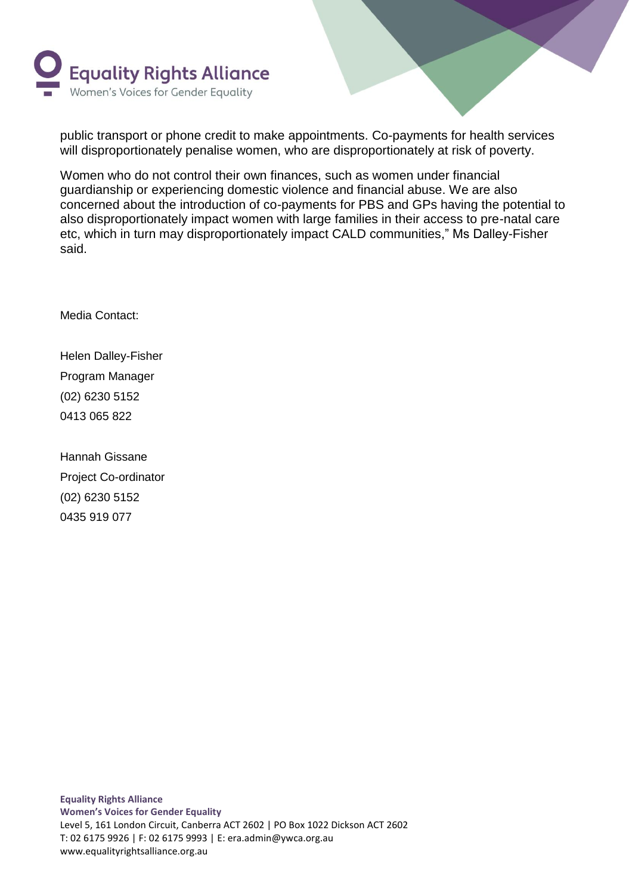public transport or phone credit to make appointments. Co-payments for health services will disproportionately penalise women, who are disproportionately at risk of poverty.

Women who do not control their own finances, such as women under financial guardianship or experiencing domestic violence and financial abuse. We are also concerned about the introduction of co-payments for PBS and GPs having the potential to also disproportionately impact women with large families in their access to pre-natal care etc, which in turn may disproportionately impact CALD communities," Ms Dalley-Fisher said.

Media Contact:

Helen Dalley-Fisher
Program Manager
(02) 6230 5152
0413 065 822

Hannah Gissane
Project Co-ordinator
(02) 6230 5152
0435 919 077